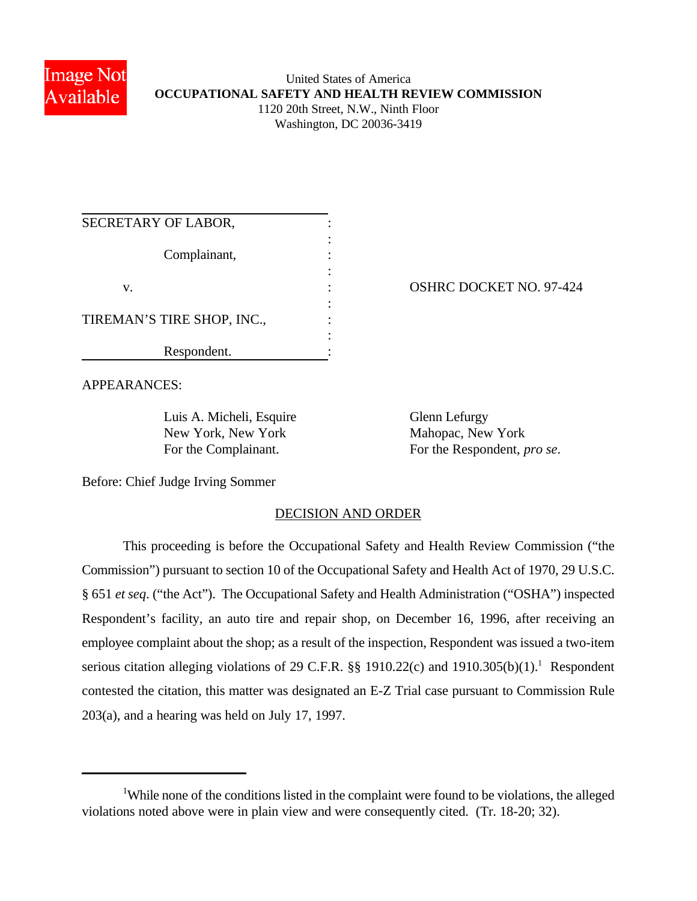United States of America
**OCCUPATIONAL SAFETY AND HEALTH REVIEW COMMISSION**
1120 20th Street, N.W., Ninth Floor
Washington, DC 20036-3419

| | | |
|---|---|---|
| SECRETARY OF LABOR, Complainant, | : | |
| v. | : | OSHRC DOCKET NO. 97-424 |
| TIREMAN'S TIRE SHOP, INC., Respondent. | : | |

APPEARANCES:

Luis A. Micheli, Esquire
New York, New York
For the Complainant.

Glenn Lefurgy
Mahopac, New York
For the Respondent, *pro se*.

Before: Chief Judge Irving Sommer

## DECISION AND ORDER

This proceeding is before the Occupational Safety and Health Review Commission ("the Commission") pursuant to section 10 of the Occupational Safety and Health Act of 1970, 29 U.S.C. § 651 *et seq*. ("the Act"). The Occupational Safety and Health Administration ("OSHA") inspected Respondent's facility, an auto tire and repair shop, on December 16, 1996, after receiving an employee complaint about the shop; as a result of the inspection, Respondent was issued a two-item serious citation alleging violations of 29 C.F.R. §§ 1910.22(c) and 1910.305(b)(1).[1] Respondent contested the citation, this matter was designated an E-Z Trial case pursuant to Commission Rule 203(a), and a hearing was held on July 17, 1997.

---

[1]While none of the conditions listed in the complaint were found to be violations, the alleged violations noted above were in plain view and were consequently cited. (Tr. 18-20; 32).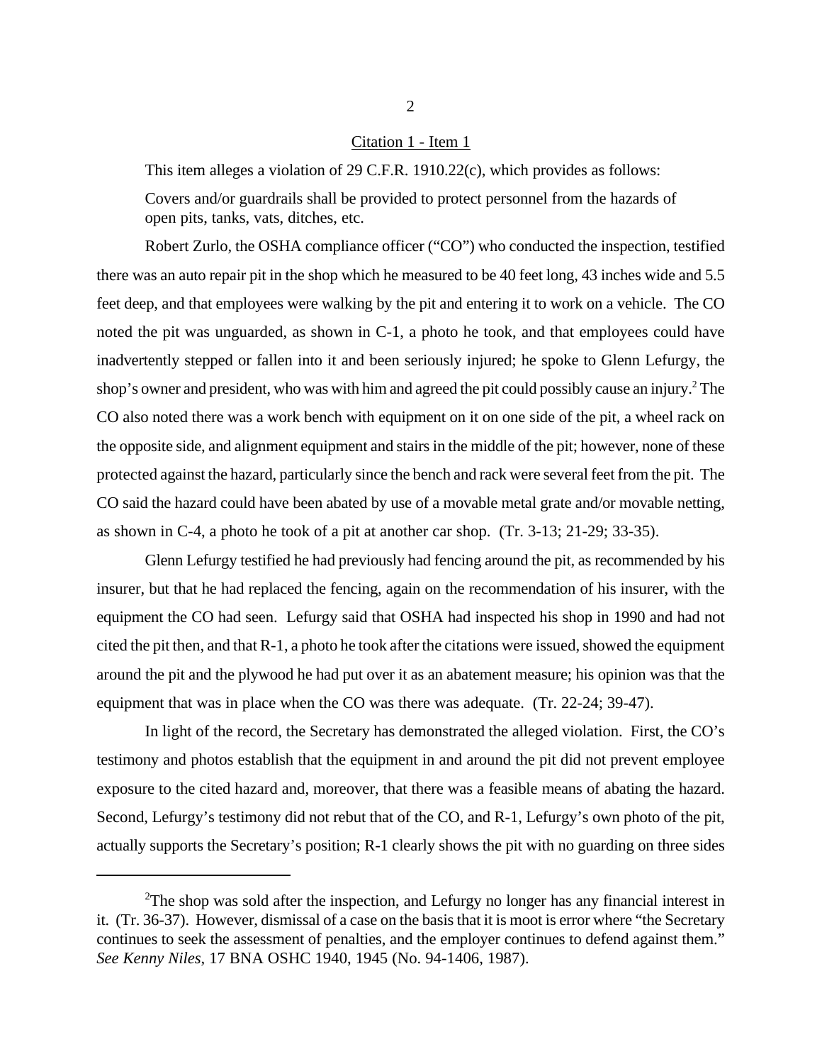Citation 1 - Item 1

This item alleges a violation of 29 C.F.R. 1910.22(c), which provides as follows:

Covers and/or guardrails shall be provided to protect personnel from the hazards of open pits, tanks, vats, ditches, etc.

Robert Zurlo, the OSHA compliance officer ("CO") who conducted the inspection, testified there was an auto repair pit in the shop which he measured to be 40 feet long, 43 inches wide and 5.5 feet deep, and that employees were walking by the pit and entering it to work on a vehicle. The CO noted the pit was unguarded, as shown in C-1, a photo he took, and that employees could have inadvertently stepped or fallen into it and been seriously injured; he spoke to Glenn Lefurgy, the shop's owner and president, who was with him and agreed the pit could possibly cause an injury.[2] The CO also noted there was a work bench with equipment on it on one side of the pit, a wheel rack on the opposite side, and alignment equipment and stairs in the middle of the pit; however, none of these protected against the hazard, particularly since the bench and rack were several feet from the pit. The CO said the hazard could have been abated by use of a movable metal grate and/or movable netting, as shown in C-4, a photo he took of a pit at another car shop. (Tr. 3-13; 21-29; 33-35).

Glenn Lefurgy testified he had previously had fencing around the pit, as recommended by his insurer, but that he had replaced the fencing, again on the recommendation of his insurer, with the equipment the CO had seen. Lefurgy said that OSHA had inspected his shop in 1990 and had not cited the pit then, and that R-1, a photo he took after the citations were issued, showed the equipment around the pit and the plywood he had put over it as an abatement measure; his opinion was that the equipment that was in place when the CO was there was adequate. (Tr. 22-24; 39-47).

In light of the record, the Secretary has demonstrated the alleged violation. First, the CO's testimony and photos establish that the equipment in and around the pit did not prevent employee exposure to the cited hazard and, moreover, that there was a feasible means of abating the hazard. Second, Lefurgy's testimony did not rebut that of the CO, and R-1, Lefurgy's own photo of the pit, actually supports the Secretary's position; R-1 clearly shows the pit with no guarding on three sides

[2]The shop was sold after the inspection, and Lefurgy no longer has any financial interest in it. (Tr. 36-37). However, dismissal of a case on the basis that it is moot is error where "the Secretary continues to seek the assessment of penalties, and the employer continues to defend against them." *See Kenny Niles*, 17 BNA OSHC 1940, 1945 (No. 94-1406, 1987).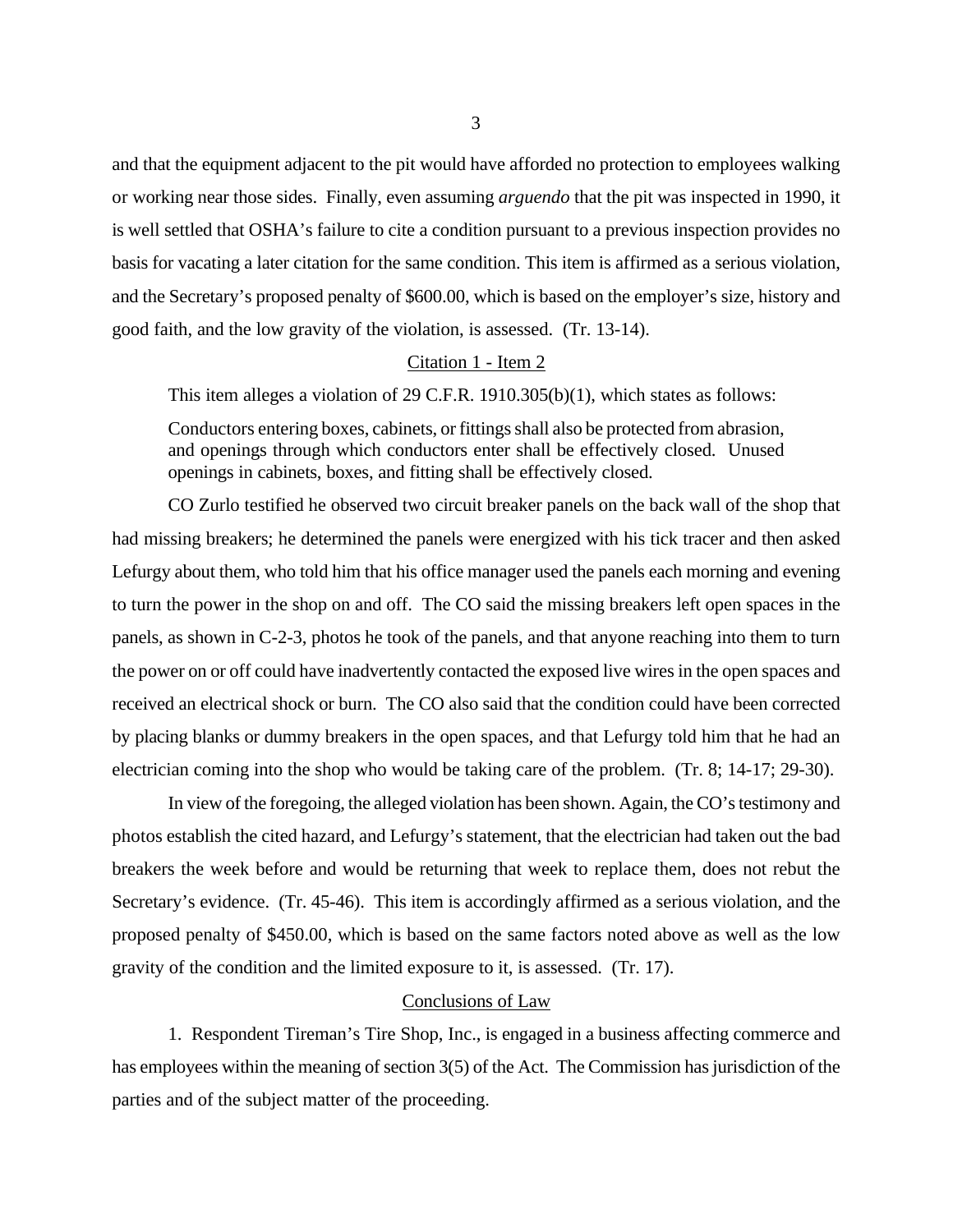and that the equipment adjacent to the pit would have afforded no protection to employees walking or working near those sides. Finally, even assuming *arguendo* that the pit was inspected in 1990, it is well settled that OSHA's failure to cite a condition pursuant to a previous inspection provides no basis for vacating a later citation for the same condition. This item is affirmed as a serious violation, and the Secretary's proposed penalty of $600.00, which is based on the employer's size, history and good faith, and the low gravity of the violation, is assessed. (Tr. 13-14).

<u>Citation 1 - Item 2</u>

This item alleges a violation of 29 C.F.R. 1910.305(b)(1), which states as follows:

> Conductors entering boxes, cabinets, or fittings shall also be protected from abrasion, and openings through which conductors enter shall be effectively closed. Unused openings in cabinets, boxes, and fitting shall be effectively closed.

CO Zurlo testified he observed two circuit breaker panels on the back wall of the shop that had missing breakers; he determined the panels were energized with his tick tracer and then asked Lefurgy about them, who told him that his office manager used the panels each morning and evening to turn the power in the shop on and off. The CO said the missing breakers left open spaces in the panels, as shown in C-2-3, photos he took of the panels, and that anyone reaching into them to turn the power on or off could have inadvertently contacted the exposed live wires in the open spaces and received an electrical shock or burn. The CO also said that the condition could have been corrected by placing blanks or dummy breakers in the open spaces, and that Lefurgy told him that he had an electrician coming into the shop who would be taking care of the problem. (Tr. 8; 14-17; 29-30).

In view of the foregoing, the alleged violation has been shown. Again, the CO's testimony and photos establish the cited hazard, and Lefurgy's statement, that the electrician had taken out the bad breakers the week before and would be returning that week to replace them, does not rebut the Secretary's evidence. (Tr. 45-46). This item is accordingly affirmed as a serious violation, and the proposed penalty of $450.00, which is based on the same factors noted above as well as the low gravity of the condition and the limited exposure to it, is assessed. (Tr. 17).

<u>Conclusions of Law</u>

1. Respondent Tireman's Tire Shop, Inc., is engaged in a business affecting commerce and has employees within the meaning of section 3(5) of the Act. The Commission has jurisdiction of the parties and of the subject matter of the proceeding.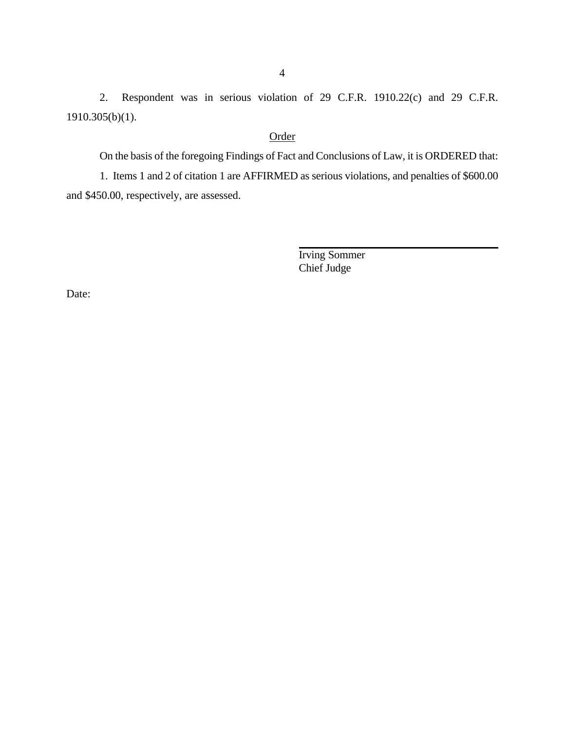2. Respondent was in serious violation of 29 C.F.R. 1910.22(c) and 29 C.F.R. 1910.305(b)(1).

Order

On the basis of the foregoing Findings of Fact and Conclusions of Law, it is ORDERED that:

1. Items 1 and 2 of citation 1 are AFFIRMED as serious violations, and penalties of $600.00 and $450.00, respectively, are assessed.

Irving Sommer
Chief Judge

Date: